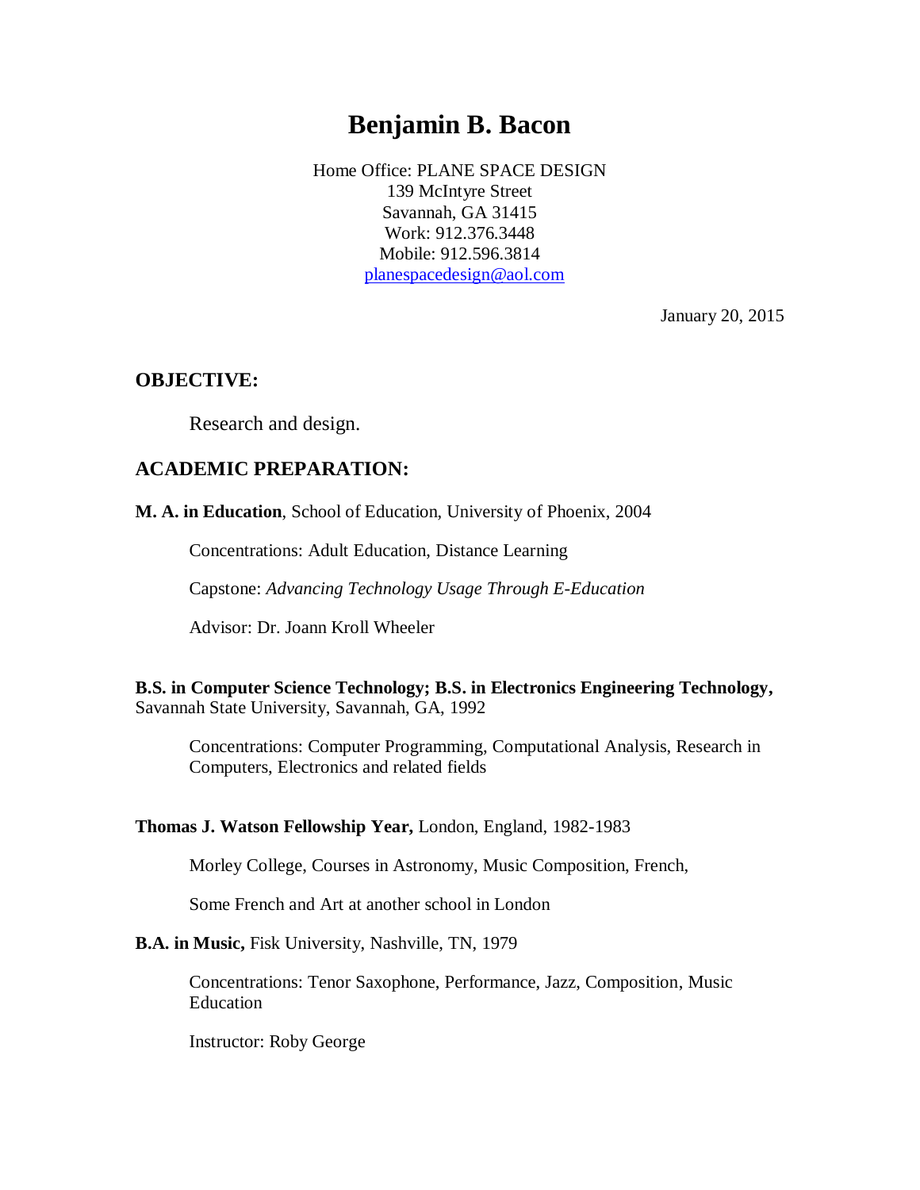# Benjamin B. Bacon

Home Office: PLANE SPACE DESIGN
139 McIntyre Street
Savannah, GA 31415
Work: 912.376.3448
Mobile: 912.596.3814
planespacedesign@aol.com

January 20, 2015

## OBJECTIVE:

Research and design.

## ACADEMIC PREPARATION:

**M. A. in Education**, School of Education, University of Phoenix, 2004

Concentrations: Adult Education, Distance Learning

Capstone: *Advancing Technology Usage Through E-Education*

Advisor: Dr. Joann Kroll Wheeler

**B.S. in Computer Science Technology; B.S. in Electronics Engineering Technology,** Savannah State University, Savannah, GA, 1992

Concentrations: Computer Programming, Computational Analysis, Research in Computers, Electronics and related fields

**Thomas J. Watson Fellowship Year,** London, England, 1982-1983

Morley College, Courses in Astronomy, Music Composition, French,

Some French and Art at another school in London

**B.A. in Music,** Fisk University, Nashville, TN, 1979

Concentrations: Tenor Saxophone, Performance, Jazz, Composition, Music Education

Instructor: Roby George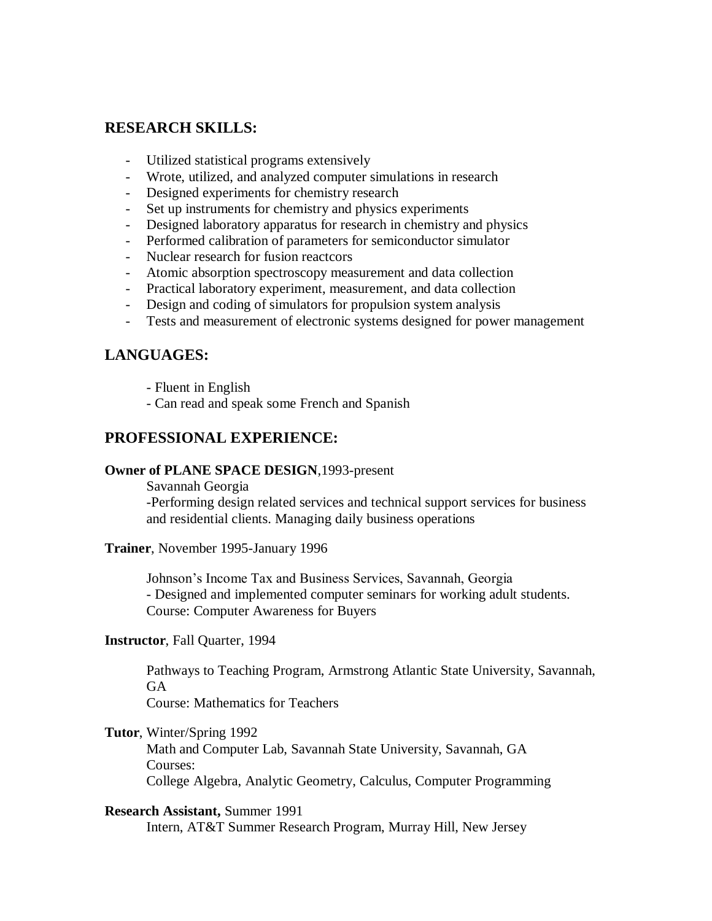## RESEARCH SKILLS:

- Utilized statistical programs extensively
- Wrote, utilized, and analyzed computer simulations in research
- Designed experiments for chemistry research
- Set up instruments for chemistry and physics experiments
- Designed laboratory apparatus for research in chemistry and physics
- Performed calibration of parameters for semiconductor simulator
- Nuclear research for fusion reactcors
- Atomic absorption spectroscopy measurement and data collection
- Practical laboratory experiment, measurement, and data collection
- Design and coding of simulators for propulsion system analysis
- Tests and measurement of electronic systems designed for power management

## LANGUAGES:

- Fluent in English
- Can read and speak some French and Spanish

## PROFESSIONAL EXPERIENCE:

**Owner of PLANE SPACE DESIGN**,1993-present

Savannah Georgia

-Performing design related services and technical support services for business and residential clients. Managing daily business operations

**Trainer**, November 1995-January 1996

Johnson's Income Tax and Business Services, Savannah, Georgia

- Designed and implemented computer seminars for working adult students.

Course: Computer Awareness for Buyers

**Instructor**, Fall Quarter, 1994

Pathways to Teaching Program, Armstrong Atlantic State University, Savannah, GA

Course: Mathematics for Teachers

**Tutor**, Winter/Spring 1992

Math and Computer Lab, Savannah State University, Savannah, GA

Courses:

College Algebra, Analytic Geometry, Calculus, Computer Programming

**Research Assistant,** Summer 1991

Intern, AT&T Summer Research Program, Murray Hill, New Jersey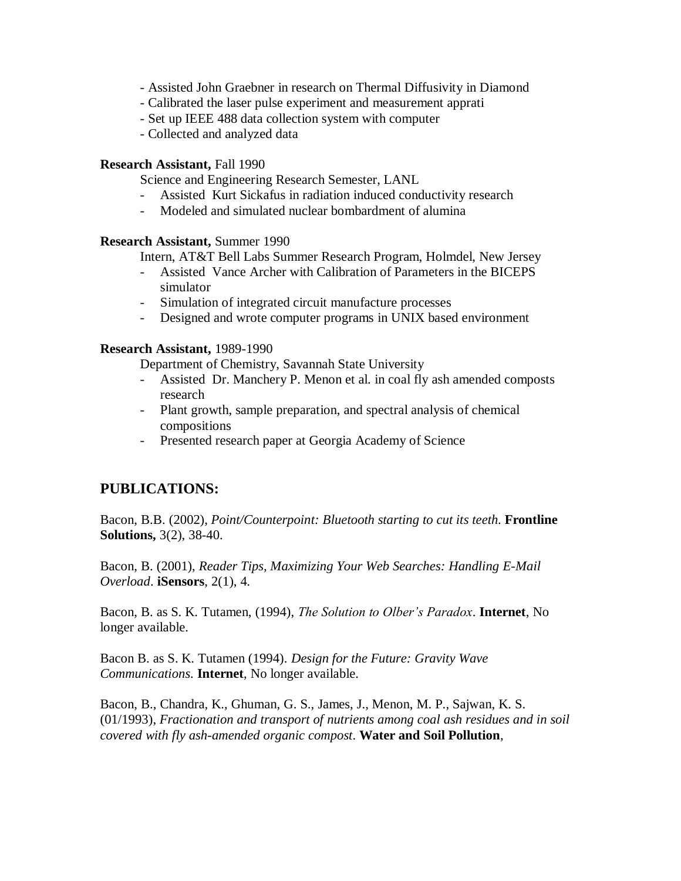- Assisted John Graebner in research on Thermal Diffusivity in Diamond
- Calibrated the laser pulse experiment and measurement apprati
- Set up IEEE 488 data collection system with computer
- Collected and analyzed data

**Research Assistant,** Fall 1990

Science and Engineering Research Semester, LANL

- Assisted Kurt Sickafus in radiation induced conductivity research
- Modeled and simulated nuclear bombardment of alumina

**Research Assistant,** Summer 1990

Intern, AT&T Bell Labs Summer Research Program, Holmdel, New Jersey

- Assisted Vance Archer with Calibration of Parameters in the BICEPS simulator
- Simulation of integrated circuit manufacture processes
- Designed and wrote computer programs in UNIX based environment

**Research Assistant,** 1989-1990

Department of Chemistry, Savannah State University

- Assisted Dr. Manchery P. Menon et al. in coal fly ash amended composts research
- Plant growth, sample preparation, and spectral analysis of chemical compositions
- Presented research paper at Georgia Academy of Science

## PUBLICATIONS:

Bacon, B.B. (2002), *Point/Counterpoint: Bluetooth starting to cut its teeth.* **Frontline Solutions,** 3(2), 38-40.

Bacon, B. (2001), *Reader Tips, Maximizing Your Web Searches: Handling E-Mail Overload*. **iSensors**, 2(1), 4.

Bacon, B. as S. K. Tutamen, (1994), *The Solution to Olber's Paradox*. **Internet**, No longer available.

Bacon B. as S. K. Tutamen (1994). *Design for the Future: Gravity Wave Communications.* **Internet**, No longer available.

Bacon, B., Chandra, K., Ghuman, G. S., James, J., Menon, M. P., Sajwan, K. S. (01/1993), *Fractionation and transport of nutrients among coal ash residues and in soil covered with fly ash-amended organic compost*. **Water and Soil Pollution**,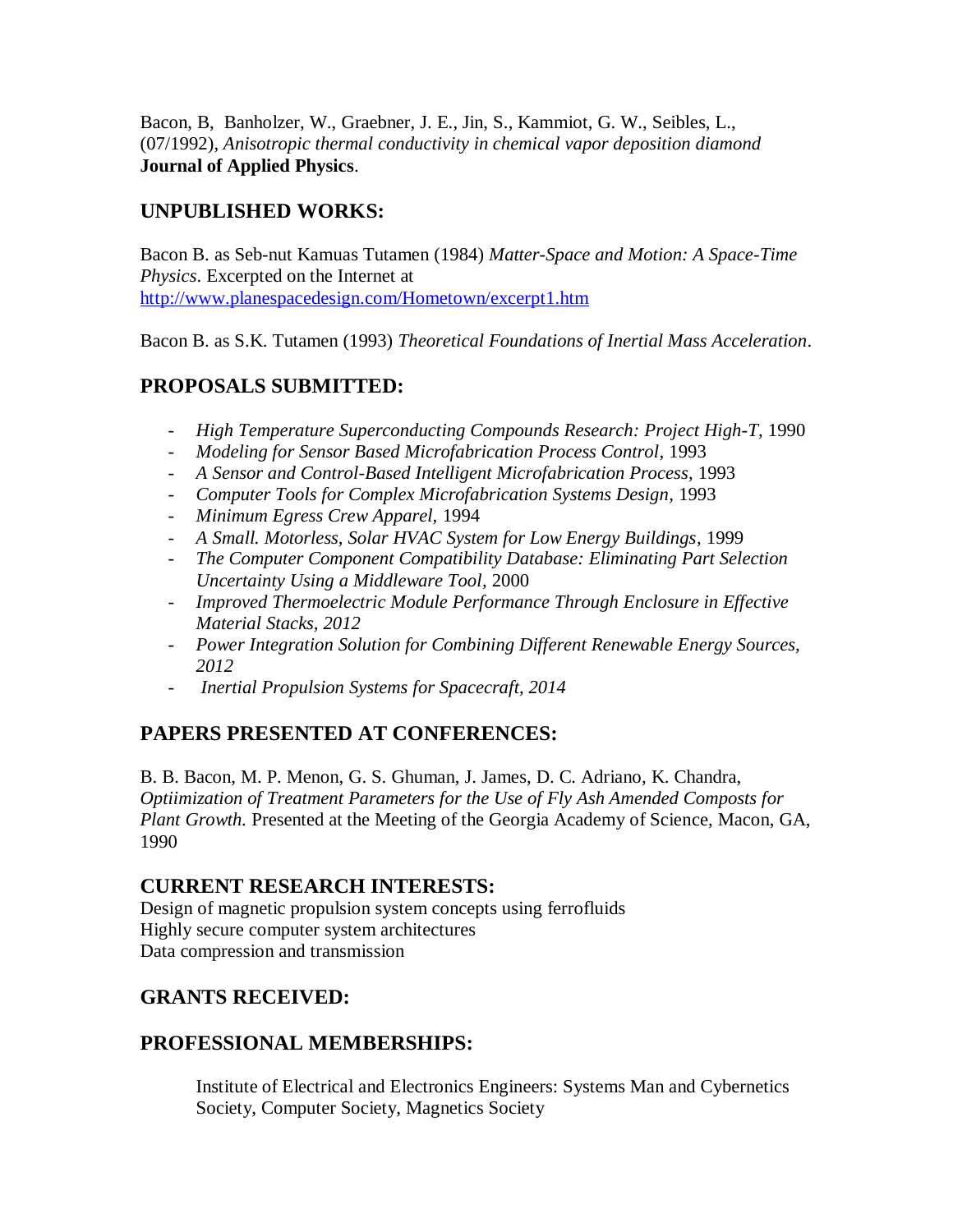Bacon, B, Banholzer, W., Graebner, J. E., Jin, S., Kammiot, G. W., Seibles, L., (07/1992), *Anisotropic thermal conductivity in chemical vapor deposition diamond* **Journal of Applied Physics**.

## UNPUBLISHED WORKS:

Bacon B. as Seb-nut Kamuas Tutamen (1984) *Matter-Space and Motion: A Space-Time Physics*. Excerpted on the Internet at http://www.planespacedesign.com/Hometown/excerpt1.htm

Bacon B. as S.K. Tutamen (1993) *Theoretical Foundations of Inertial Mass Acceleration*.

## PROPOSALS SUBMITTED:

- *High Temperature Superconducting Compounds Research: Project High-T*, 1990
- *Modeling for Sensor Based Microfabrication Process Control*, 1993
- *A Sensor and Control-Based Intelligent Microfabrication Process*, 1993
- *Computer Tools for Complex Microfabrication Systems Design*, 1993
- *Minimum Egress Crew Apparel*, 1994
- *A Small. Motorless, Solar HVAC System for Low Energy Buildings*, 1999
- *The Computer Component Compatibility Database: Eliminating Part Selection Uncertainty Using a Middleware Tool*, 2000
- *Improved Thermoelectric Module Performance Through Enclosure in Effective Material Stacks, 2012*
- *Power Integration Solution for Combining Different Renewable Energy Sources, 2012*
- *Inertial Propulsion Systems for Spacecraft, 2014*

## PAPERS PRESENTED AT CONFERENCES:

B. B. Bacon, M. P. Menon, G. S. Ghuman, J. James, D. C. Adriano, K. Chandra, *Optiimization of Treatment Parameters for the Use of Fly Ash Amended Composts for Plant Growth.* Presented at the Meeting of the Georgia Academy of Science, Macon, GA, 1990

## CURRENT RESEARCH INTERESTS:

Design of magnetic propulsion system concepts using ferrofluids
Highly secure computer system architectures
Data compression and transmission

## GRANTS RECEIVED:

## PROFESSIONAL MEMBERSHIPS:

Institute of Electrical and Electronics Engineers: Systems Man and Cybernetics Society, Computer Society, Magnetics Society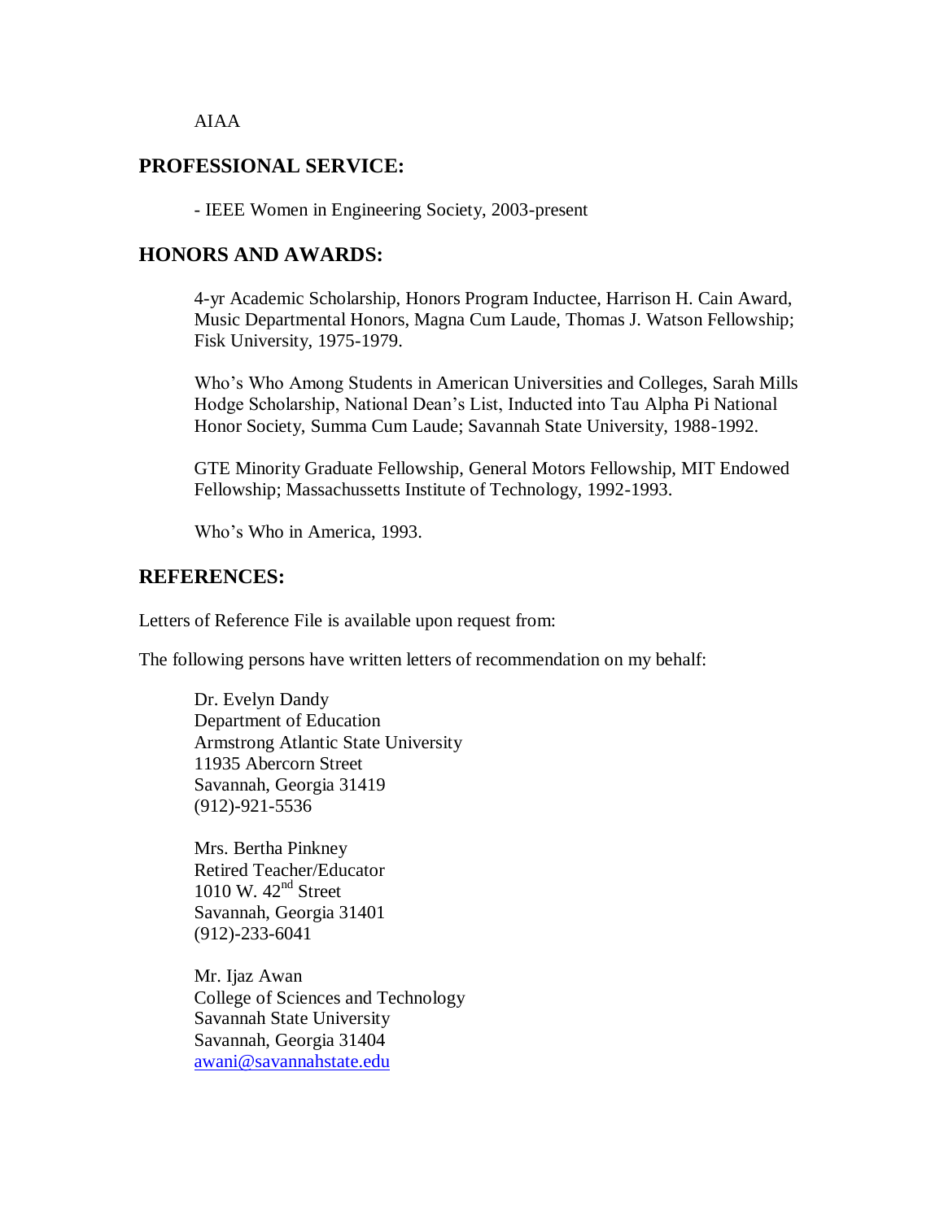AIAA

## PROFESSIONAL SERVICE:

- IEEE Women in Engineering Society, 2003-present

## HONORS AND AWARDS:

4-yr Academic Scholarship, Honors Program Inductee, Harrison H. Cain Award, Music Departmental Honors, Magna Cum Laude, Thomas J. Watson Fellowship; Fisk University, 1975-1979.

Who's Who Among Students in American Universities and Colleges, Sarah Mills Hodge Scholarship, National Dean's List, Inducted into Tau Alpha Pi National Honor Society, Summa Cum Laude; Savannah State University, 1988-1992.

GTE Minority Graduate Fellowship, General Motors Fellowship, MIT Endowed Fellowship; Massachussetts Institute of Technology, 1992-1993.

Who's Who in America, 1993.

## REFERENCES:

Letters of Reference File is available upon request from:

The following persons have written letters of recommendation on my behalf:

Dr. Evelyn Dandy  
Department of Education  
Armstrong Atlantic State University  
11935 Abercorn Street  
Savannah, Georgia 31419  
(912)-921-5536

Mrs. Bertha Pinkney  
Retired Teacher/Educator  
1010 W. 42nd Street  
Savannah, Georgia 31401  
(912)-233-6041

Mr. Ijaz Awan  
College of Sciences and Technology  
Savannah State University  
Savannah, Georgia 31404  
awani@savannahstate.edu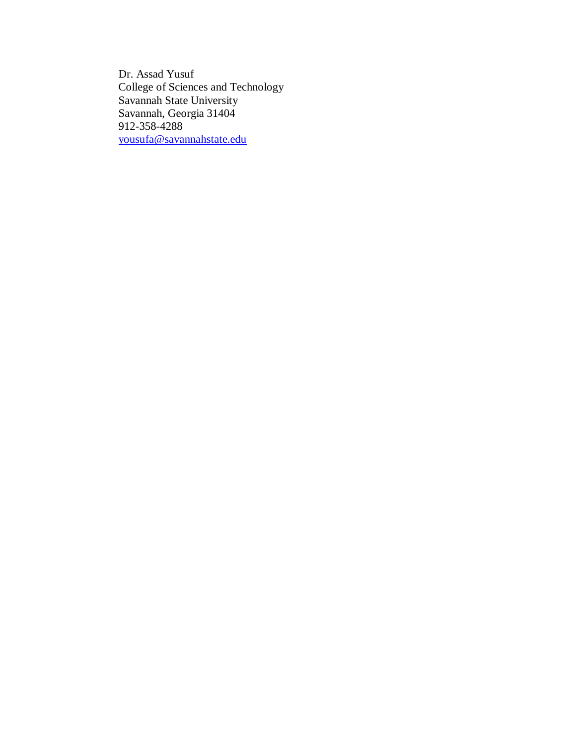Dr. Assad Yusuf
College of Sciences and Technology
Savannah State University
Savannah, Georgia 31404
912-358-4288
yousufa@savannahstate.edu